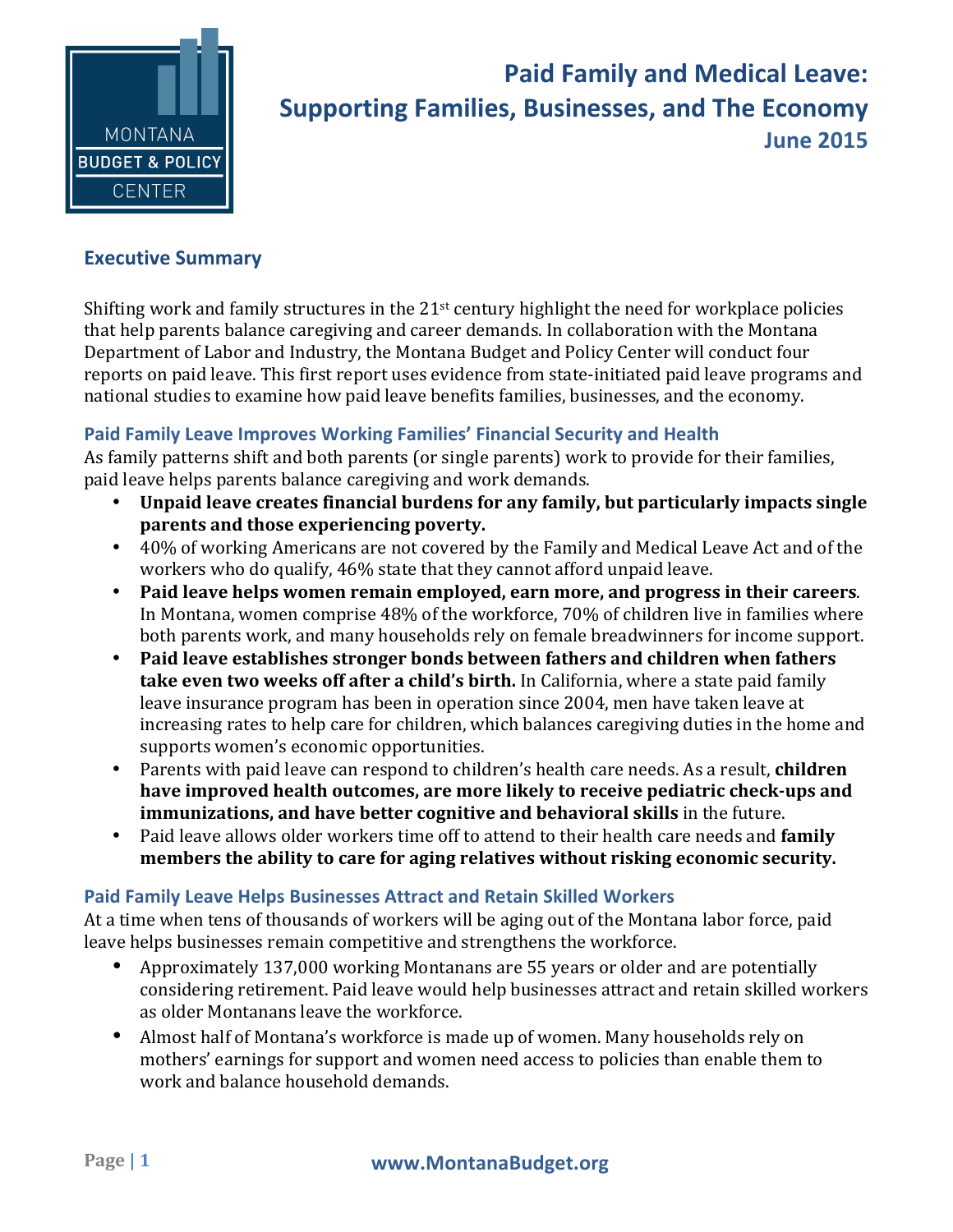# Paid Family and Medical Leave: Supporting Families, Businesses, and The Economy

**June 2015**

MONTANA BUDGET & POLICY CENTER

## Executive Summary

Shifting work and family structures in the 21st century highlight the need for workplace policies that help parents balance caregiving and career demands. In collaboration with the Montana Department of Labor and Industry, the Montana Budget and Policy Center will conduct four reports on paid leave. This first report uses evidence from state-initiated paid leave programs and national studies to examine how paid leave benefits families, businesses, and the economy.

### Paid Family Leave Improves Working Families' Financial Security and Health

As family patterns shift and both parents (or single parents) work to provide for their families, paid leave helps parents balance caregiving and work demands.

- **Unpaid leave creates financial burdens for any family, but particularly impacts single parents and those experiencing poverty.**
- 40% of working Americans are not covered by the Family and Medical Leave Act and of the workers who do qualify, 46% state that they cannot afford unpaid leave.
- **Paid leave helps women remain employed, earn more, and progress in their careers**. In Montana, women comprise 48% of the workforce, 70% of children live in families where both parents work, and many households rely on female breadwinners for income support.
- **Paid leave establishes stronger bonds between fathers and children when fathers take even two weeks off after a child's birth.** In California, where a state paid family leave insurance program has been in operation since 2004, men have taken leave at increasing rates to help care for children, which balances caregiving duties in the home and supports women's economic opportunities.
- Parents with paid leave can respond to children's health care needs. As a result, **children have improved health outcomes, are more likely to receive pediatric check-ups and immunizations, and have better cognitive and behavioral skills** in the future.
- Paid leave allows older workers time off to attend to their health care needs and **family members the ability to care for aging relatives without risking economic security.**

### Paid Family Leave Helps Businesses Attract and Retain Skilled Workers

At a time when tens of thousands of workers will be aging out of the Montana labor force, paid leave helps businesses remain competitive and strengthens the workforce.

- Approximately 137,000 working Montanans are 55 years or older and are potentially considering retirement. Paid leave would help businesses attract and retain skilled workers as older Montanans leave the workforce.
- Almost half of Montana's workforce is made up of women. Many households rely on mothers' earnings for support and women need access to policies than enable them to work and balance household demands.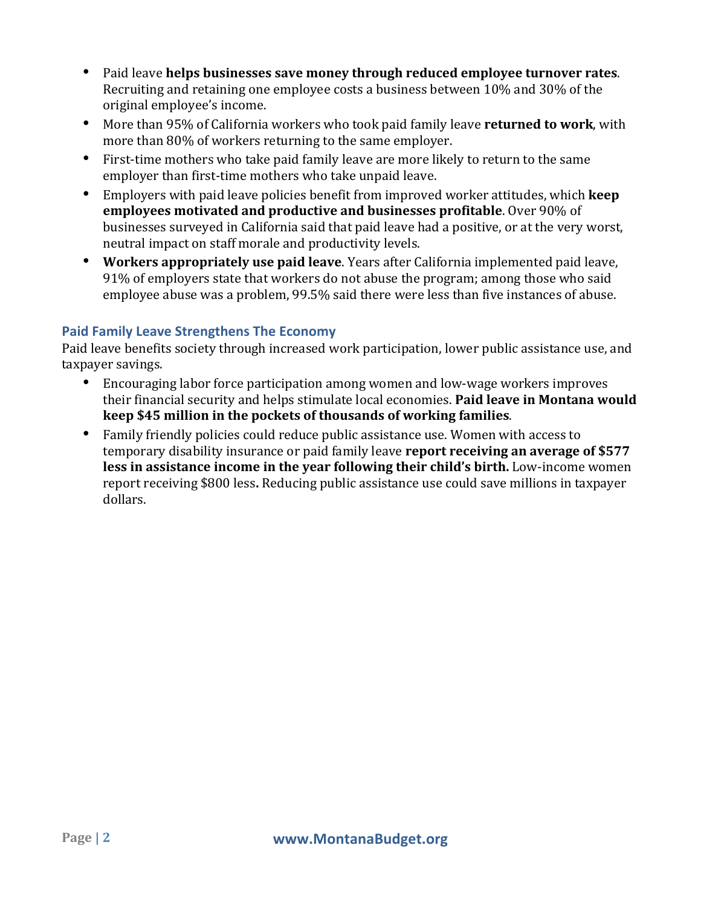- Paid leave **helps businesses save money through reduced employee turnover rates**. Recruiting and retaining one employee costs a business between 10% and 30% of the original employee's income.
- More than 95% of California workers who took paid family leave **returned to work**, with more than 80% of workers returning to the same employer.
- First-time mothers who take paid family leave are more likely to return to the same employer than first-time mothers who take unpaid leave.
- Employers with paid leave policies benefit from improved worker attitudes, which **keep employees motivated and productive and businesses profitable**. Over 90% of businesses surveyed in California said that paid leave had a positive, or at the very worst, neutral impact on staff morale and productivity levels.
- **Workers appropriately use paid leave**. Years after California implemented paid leave, 91% of employers state that workers do not abuse the program; among those who said employee abuse was a problem, 99.5% said there were less than five instances of abuse.

### Paid Family Leave Strengthens The Economy

Paid leave benefits society through increased work participation, lower public assistance use, and taxpayer savings.

- Encouraging labor force participation among women and low-wage workers improves their financial security and helps stimulate local economies. **Paid leave in Montana would keep $45 million in the pockets of thousands of working families**.
- Family friendly policies could reduce public assistance use. Women with access to temporary disability insurance or paid family leave **report receiving an average of $577 less in assistance income in the year following their child's birth.** Low-income women report receiving $800 less**.** Reducing public assistance use could save millions in taxpayer dollars.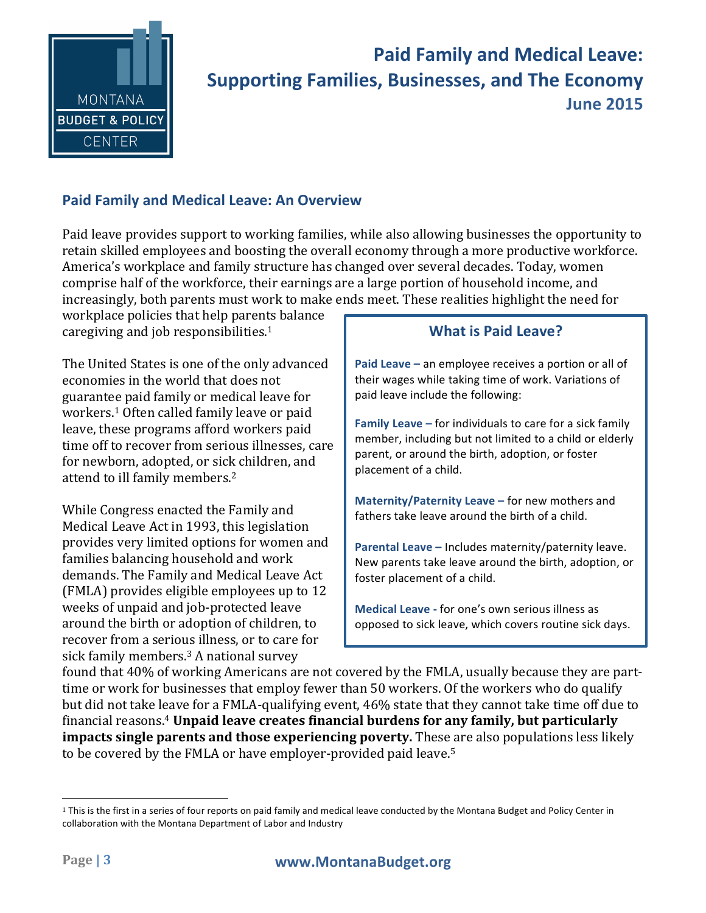# Paid Family and Medical Leave: Supporting Families, Businesses, and The Economy

**June 2015**

## Paid Family and Medical Leave: An Overview

Paid leave provides support to working families, while also allowing businesses the opportunity to retain skilled employees and boosting the overall economy through a more productive workforce. America's workplace and family structure has changed over several decades. Today, women comprise half of the workforce, their earnings are a large portion of household income, and increasingly, both parents must work to make ends meet. These realities highlight the need for workplace policies that help parents balance caregiving and job responsibilities.[1]

The United States is one of the only advanced economies in the world that does not guarantee paid family or medical leave for workers.[1] Often called family leave or paid leave, these programs afford workers paid time off to recover from serious illnesses, care for newborn, adopted, or sick children, and attend to ill family members.[2]

While Congress enacted the Family and Medical Leave Act in 1993, this legislation provides very limited options for women and families balancing household and work demands. The Family and Medical Leave Act (FMLA) provides eligible employees up to 12 weeks of unpaid and job-protected leave around the birth or adoption of children, to recover from a serious illness, or to care for sick family members.[3] A national survey found that 40% of working Americans are not covered by the FMLA, usually because they are part-time or work for businesses that employ fewer than 50 workers. Of the workers who do qualify but did not take leave for a FMLA-qualifying event, 46% state that they cannot take time off due to financial reasons.[4] **Unpaid leave creates financial burdens for any family, but particularly impacts single parents and those experiencing poverty.** These are also populations less likely to be covered by the FMLA or have employer-provided paid leave.[5]

### What is Paid Leave?

**Paid Leave –** an employee receives a portion or all of their wages while taking time of work. Variations of paid leave include the following:

**Family Leave –** for individuals to care for a sick family member, including but not limited to a child or elderly parent, or around the birth, adoption, or foster placement of a child.

**Maternity/Paternity Leave –** for new mothers and fathers take leave around the birth of a child.

**Parental Leave –** Includes maternity/paternity leave. New parents take leave around the birth, adoption, or foster placement of a child.

**Medical Leave** - for one's own serious illness as opposed to sick leave, which covers routine sick days.

---

[1] This is the first in a series of four reports on paid family and medical leave conducted by the Montana Budget and Policy Center in collaboration with the Montana Department of Labor and Industry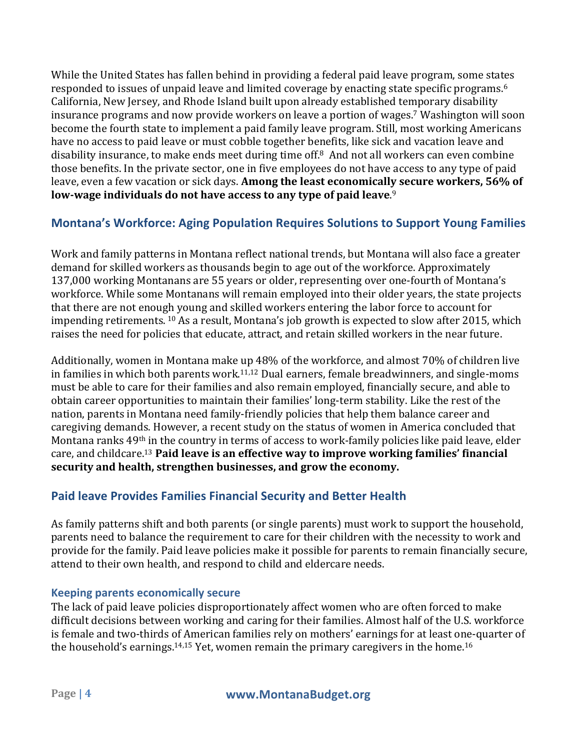While the United States has fallen behind in providing a federal paid leave program, some states responded to issues of unpaid leave and limited coverage by enacting state specific programs.[6] California, New Jersey, and Rhode Island built upon already established temporary disability insurance programs and now provide workers on leave a portion of wages.[7] Washington will soon become the fourth state to implement a paid family leave program. Still, most working Americans have no access to paid leave or must cobble together benefits, like sick and vacation leave and disability insurance, to make ends meet during time off.[8] And not all workers can even combine those benefits. In the private sector, one in five employees do not have access to any type of paid leave, even a few vacation or sick days. **Among the least economically secure workers, 56% of low-wage individuals do not have access to any type of paid leave**.[9]

## Montana's Workforce: Aging Population Requires Solutions to Support Young Families

Work and family patterns in Montana reflect national trends, but Montana will also face a greater demand for skilled workers as thousands begin to age out of the workforce. Approximately 137,000 working Montanans are 55 years or older, representing over one-fourth of Montana's workforce. While some Montanans will remain employed into their older years, the state projects that there are not enough young and skilled workers entering the labor force to account for impending retirements.[10] As a result, Montana's job growth is expected to slow after 2015, which raises the need for policies that educate, attract, and retain skilled workers in the near future.

Additionally, women in Montana make up 48% of the workforce, and almost 70% of children live in families in which both parents work.[11,12] Dual earners, female breadwinners, and single-moms must be able to care for their families and also remain employed, financially secure, and able to obtain career opportunities to maintain their families' long-term stability. Like the rest of the nation, parents in Montana need family-friendly policies that help them balance career and caregiving demands. However, a recent study on the status of women in America concluded that Montana ranks 49th in the country in terms of access to work-family policies like paid leave, elder care, and childcare.[13] **Paid leave is an effective way to improve working families' financial security and health, strengthen businesses, and grow the economy.**

## Paid leave Provides Families Financial Security and Better Health

As family patterns shift and both parents (or single parents) must work to support the household, parents need to balance the requirement to care for their children with the necessity to work and provide for the family. Paid leave policies make it possible for parents to remain financially secure, attend to their own health, and respond to child and eldercare needs.

### Keeping parents economically secure

The lack of paid leave policies disproportionately affect women who are often forced to make difficult decisions between working and caring for their families. Almost half of the U.S. workforce is female and two-thirds of American families rely on mothers' earnings for at least one-quarter of the household's earnings.[14,15] Yet, women remain the primary caregivers in the home.[16]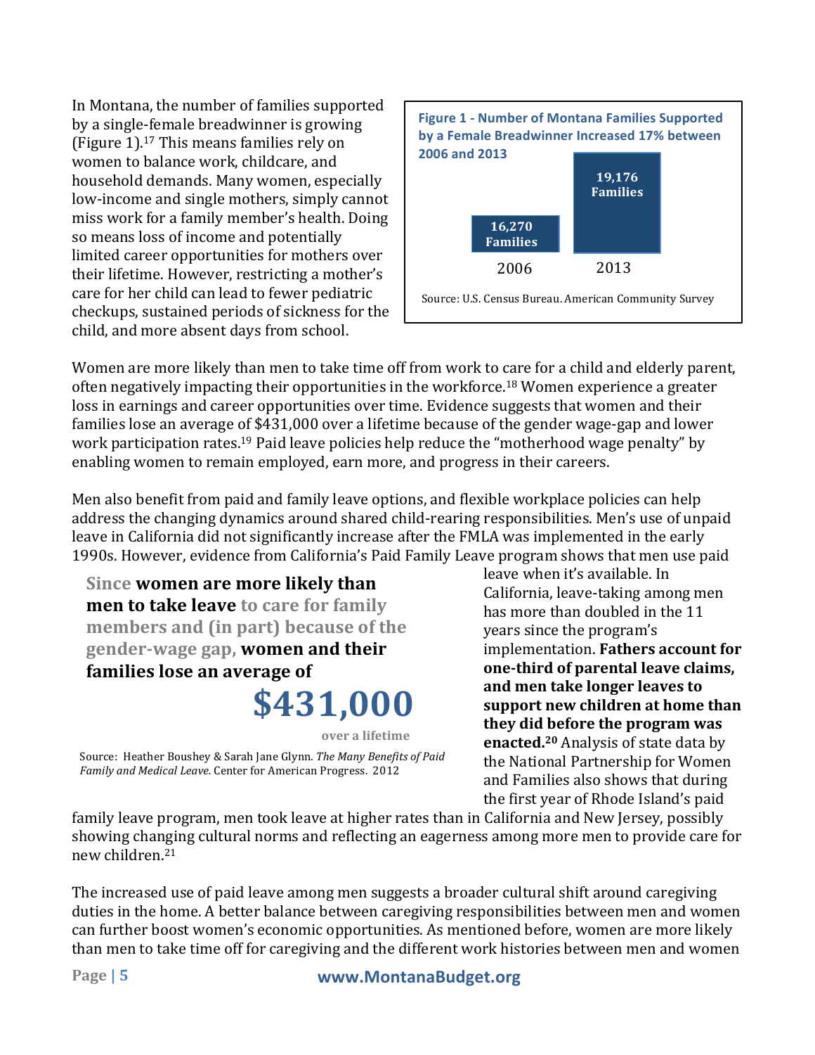In Montana, the number of families supported by a single-female breadwinner is growing (Figure 1).[17] This means families rely on women to balance work, childcare, and household demands. Many women, especially low-income and single mothers, simply cannot miss work for a family member's health. Doing so means loss of income and potentially limited career opportunities for mothers over their lifetime. However, restricting a mother's care for her child can lead to fewer pediatric checkups, sustained periods of sickness for the child, and more absent days from school.

**Figure 1 - Number of Montana Families Supported by a Female Breadwinner Increased 17% between 2006 and 2013**

| Year | Families |
| --- | --- |
| 2006 | 16,270 Families |
| 2013 | 19,176 Families |

Source: U.S. Census Bureau. American Community Survey

Women are more likely than men to take time off from work to care for a child and elderly parent, often negatively impacting their opportunities in the workforce.[18] Women experience a greater loss in earnings and career opportunities over time. Evidence suggests that women and their families lose an average of $431,000 over a lifetime because of the gender wage-gap and lower work participation rates.[19] Paid leave policies help reduce the "motherhood wage penalty" by enabling women to remain employed, earn more, and progress in their careers.

Men also benefit from paid and family leave options, and flexible workplace policies can help address the changing dynamics around shared child-rearing responsibilities. Men's use of unpaid leave in California did not significantly increase after the FMLA was implemented in the early 1990s. However, evidence from California's Paid Family Leave program shows that men use paid leave when it's available. In California, leave-taking among men has more than doubled in the 11 years since the program's implementation. **Fathers account for one-third of parental leave claims, and men take longer leaves to support new children at home than they did before the program was enacted.[20]** Analysis of state data by the National Partnership for Women and Families also shows that during the first year of Rhode Island's paid family leave program, men took leave at higher rates than in California and New Jersey, possibly showing changing cultural norms and reflecting an eagerness among more men to provide care for new children.[21]

> Since **women are more likely than men to take leave** to care for family members and (in part) because of the gender-wage gap, **women and their families lose an average of**
>
> **$431,000**
>
> **over a lifetime**
>
> Source: Heather Boushey & Sarah Jane Glynn. *The Many Benefits of Paid Family and Medical Leave*. Center for American Progress. 2012

The increased use of paid leave among men suggests a broader cultural shift around caregiving duties in the home. A better balance between caregiving responsibilities between men and women can further boost women's economic opportunities. As mentioned before, women are more likely than men to take time off for caregiving and the different work histories between men and women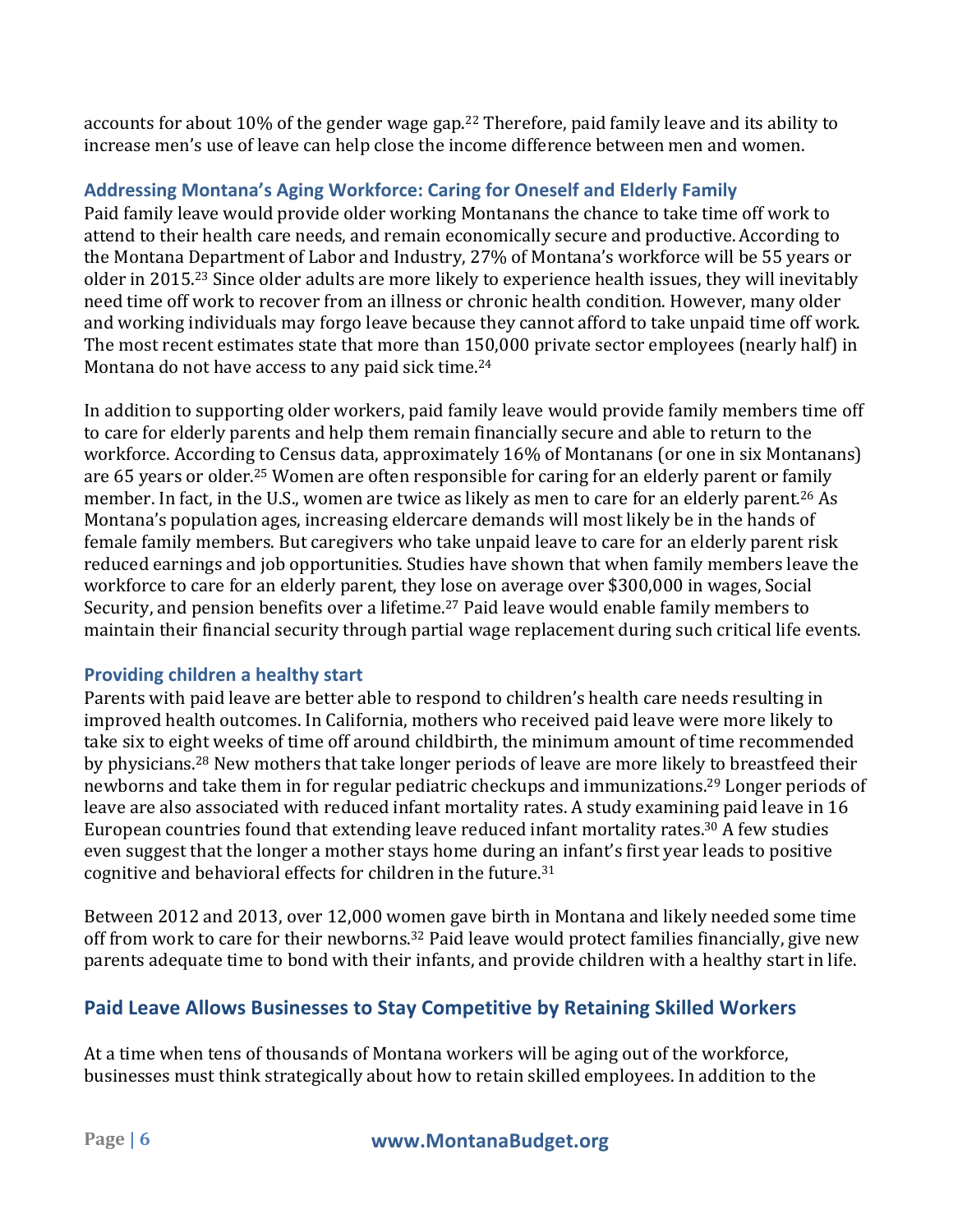accounts for about 10% of the gender wage gap.[22] Therefore, paid family leave and its ability to increase men's use of leave can help close the income difference between men and women.

### Addressing Montana's Aging Workforce: Caring for Oneself and Elderly Family

Paid family leave would provide older working Montanans the chance to take time off work to attend to their health care needs, and remain economically secure and productive. According to the Montana Department of Labor and Industry, 27% of Montana's workforce will be 55 years or older in 2015.[23] Since older adults are more likely to experience health issues, they will inevitably need time off work to recover from an illness or chronic health condition. However, many older and working individuals may forgo leave because they cannot afford to take unpaid time off work. The most recent estimates state that more than 150,000 private sector employees (nearly half) in Montana do not have access to any paid sick time.[24]

In addition to supporting older workers, paid family leave would provide family members time off to care for elderly parents and help them remain financially secure and able to return to the workforce. According to Census data, approximately 16% of Montanans (or one in six Montanans) are 65 years or older.[25] Women are often responsible for caring for an elderly parent or family member. In fact, in the U.S., women are twice as likely as men to care for an elderly parent.[26] As Montana's population ages, increasing eldercare demands will most likely be in the hands of female family members. But caregivers who take unpaid leave to care for an elderly parent risk reduced earnings and job opportunities. Studies have shown that when family members leave the workforce to care for an elderly parent, they lose on average over $300,000 in wages, Social Security, and pension benefits over a lifetime.[27] Paid leave would enable family members to maintain their financial security through partial wage replacement during such critical life events.

### Providing children a healthy start

Parents with paid leave are better able to respond to children's health care needs resulting in improved health outcomes. In California, mothers who received paid leave were more likely to take six to eight weeks of time off around childbirth, the minimum amount of time recommended by physicians.[28] New mothers that take longer periods of leave are more likely to breastfeed their newborns and take them in for regular pediatric checkups and immunizations.[29] Longer periods of leave are also associated with reduced infant mortality rates. A study examining paid leave in 16 European countries found that extending leave reduced infant mortality rates.[30] A few studies even suggest that the longer a mother stays home during an infant's first year leads to positive cognitive and behavioral effects for children in the future.[31]

Between 2012 and 2013, over 12,000 women gave birth in Montana and likely needed some time off from work to care for their newborns.[32] Paid leave would protect families financially, give new parents adequate time to bond with their infants, and provide children with a healthy start in life.

## Paid Leave Allows Businesses to Stay Competitive by Retaining Skilled Workers

At a time when tens of thousands of Montana workers will be aging out of the workforce, businesses must think strategically about how to retain skilled employees. In addition to the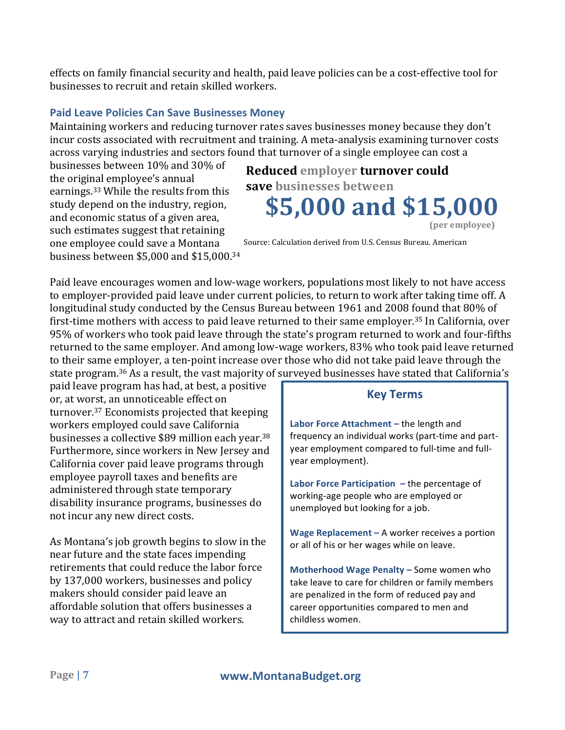effects on family financial security and health, paid leave policies can be a cost-effective tool for businesses to recruit and retain skilled workers.

### Paid Leave Policies Can Save Businesses Money

Maintaining workers and reducing turnover rates saves businesses money because they don't incur costs associated with recruitment and training. A meta-analysis examining turnover costs across varying industries and sectors found that turnover of a single employee can cost a businesses between 10% and 30% of the original employee's annual earnings.[33] While the results from this study depend on the industry, region, and economic status of a given area, such estimates suggest that retaining one employee could save a Montana business between $5,000 and $15,000.[34]

> **Reduced employer turnover could save businesses between**
> **$5,000 and $15,000**
> **(per employee)**
>
> Source: Calculation derived from U.S. Census Bureau. American

Paid leave encourages women and low-wage workers, populations most likely to not have access to employer-provided paid leave under current policies, to return to work after taking time off. A longitudinal study conducted by the Census Bureau between 1961 and 2008 found that 80% of first-time mothers with access to paid leave returned to their same employer.[35] In California, over 95% of workers who took paid leave through the state's program returned to work and four-fifths returned to the same employer. And among low-wage workers, 83% who took paid leave returned to their same employer, a ten-point increase over those who did not take paid leave through the state program.[36] As a result, the vast majority of surveyed businesses have stated that California's paid leave program has had, at best, a positive or, at worst, an unnoticeable effect on turnover.[37] Economists projected that keeping workers employed could save California businesses a collective $89 million each year.[38] Furthermore, since workers in New Jersey and California cover paid leave programs through employee payroll taxes and benefits are administered through state temporary disability insurance programs, businesses do not incur any new direct costs.

As Montana's job growth begins to slow in the near future and the state faces impending retirements that could reduce the labor force by 137,000 workers, businesses and policy makers should consider paid leave an affordable solution that offers businesses a way to attract and retain skilled workers.

> ### Key Terms
>
> **Labor Force Attachment –** the length and frequency an individual works (part-time and part-year employment compared to full-time and full-year employment).
>
> **Labor Force Participation –** the percentage of working-age people who are employed or unemployed but looking for a job.
>
> **Wage Replacement –** A worker receives a portion or all of his or her wages while on leave.
>
> **Motherhood Wage Penalty –** Some women who take leave to care for children or family members are penalized in the form of reduced pay and career opportunities compared to men and childless women.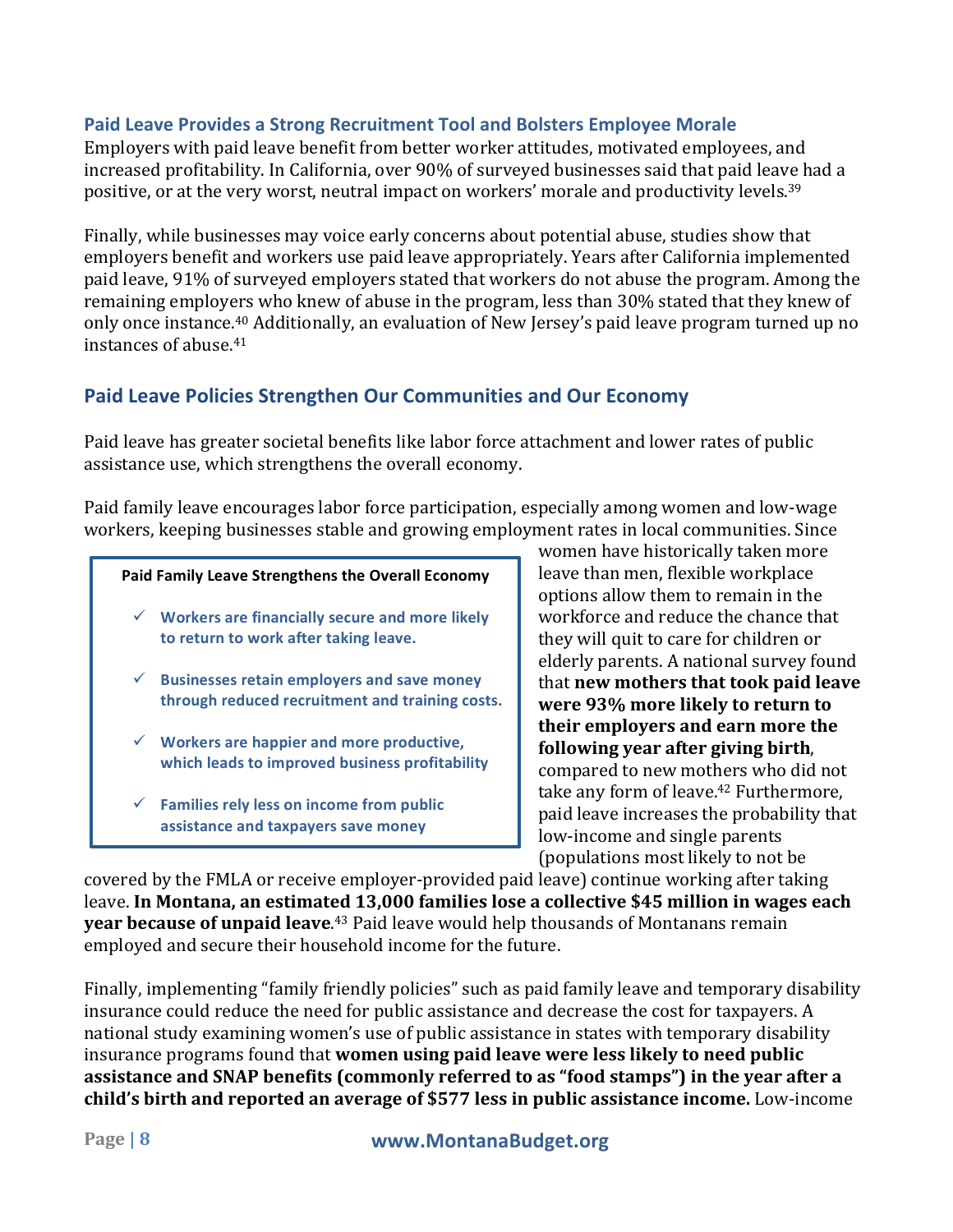### Paid Leave Provides a Strong Recruitment Tool and Bolsters Employee Morale

Employers with paid leave benefit from better worker attitudes, motivated employees, and increased profitability. In California, over 90% of surveyed businesses said that paid leave had a positive, or at the very worst, neutral impact on workers' morale and productivity levels.[39]

Finally, while businesses may voice early concerns about potential abuse, studies show that employers benefit and workers use paid leave appropriately. Years after California implemented paid leave, 91% of surveyed employers stated that workers do not abuse the program. Among the remaining employers who knew of abuse in the program, less than 30% stated that they knew of only once instance.[40] Additionally, an evaluation of New Jersey's paid leave program turned up no instances of abuse.[41]

## Paid Leave Policies Strengthen Our Communities and Our Economy

Paid leave has greater societal benefits like labor force attachment and lower rates of public assistance use, which strengthens the overall economy.

Paid family leave encourages labor force participation, especially among women and low-wage workers, keeping businesses stable and growing employment rates in local communities. Since women have historically taken more leave than men, flexible workplace options allow them to remain in the workforce and reduce the chance that they will quit to care for children or elderly parents. A national survey found that **new mothers that took paid leave were 93% more likely to return to their employers and earn more the following year after giving birth**, compared to new mothers who did not take any form of leave.[42] Furthermore, paid leave increases the probability that low-income and single parents (populations most likely to not be covered by the FMLA or receive employer-provided paid leave) continue working after taking leave. **In Montana, an estimated 13,000 families lose a collective $45 million in wages each year because of unpaid leave**.[43] Paid leave would help thousands of Montanans remain employed and secure their household income for the future.

> **Paid Family Leave Strengthens the Overall Economy**
>
> - ✓ **Workers are financially secure and more likely to return to work after taking leave.**
> - ✓ **Businesses retain employers and save money through reduced recruitment and training costs.**
> - ✓ **Workers are happier and more productive, which leads to improved business profitability**
> - ✓ **Families rely less on income from public assistance and taxpayers save money**

Finally, implementing "family friendly policies" such as paid family leave and temporary disability insurance could reduce the need for public assistance and decrease the cost for taxpayers. A national study examining women's use of public assistance in states with temporary disability insurance programs found that **women using paid leave were less likely to need public assistance and SNAP benefits (commonly referred to as "food stamps") in the year after a child's birth and reported an average of $577 less in public assistance income.** Low-income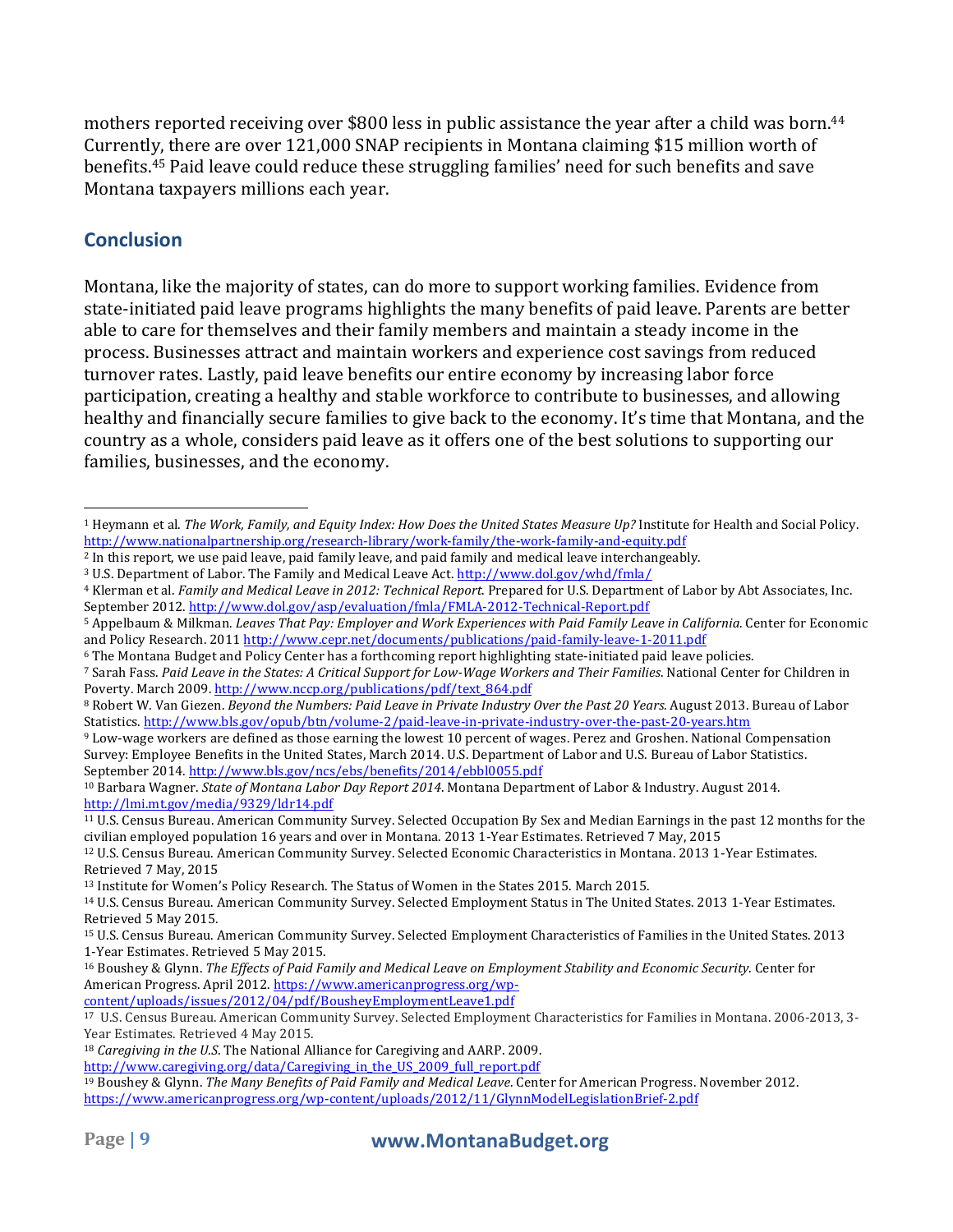mothers reported receiving over $800 less in public assistance the year after a child was born.[44] Currently, there are over 121,000 SNAP recipients in Montana claiming $15 million worth of benefits.[45] Paid leave could reduce these struggling families' need for such benefits and save Montana taxpayers millions each year.

## Conclusion

Montana, like the majority of states, can do more to support working families. Evidence from state-initiated paid leave programs highlights the many benefits of paid leave. Parents are better able to care for themselves and their family members and maintain a steady income in the process. Businesses attract and maintain workers and experience cost savings from reduced turnover rates. Lastly, paid leave benefits our entire economy by increasing labor force participation, creating a healthy and stable workforce to contribute to businesses, and allowing healthy and financially secure families to give back to the economy. It's time that Montana, and the country as a whole, considers paid leave as it offers one of the best solutions to supporting our families, businesses, and the economy.

---

[1] Heymann et al. *The Work, Family, and Equity Index: How Does the United States Measure Up?* Institute for Health and Social Policy. http://www.nationalpartnership.org/research-library/work-family/the-work-family-and-equity.pdf

[2] In this report, we use paid leave, paid family leave, and paid family and medical leave interchangeably.

[3] U.S. Department of Labor. The Family and Medical Leave Act. http://www.dol.gov/whd/fmla/

[4] Klerman et al. *Family and Medical Leave in 2012: Technical Report.* Prepared for U.S. Department of Labor by Abt Associates, Inc. September 2012. http://www.dol.gov/asp/evaluation/fmla/FMLA-2012-Technical-Report.pdf

[5] Appelbaum & Milkman. *Leaves That Pay: Employer and Work Experiences with Paid Family Leave in California*. Center for Economic and Policy Research. 2011 http://www.cepr.net/documents/publications/paid-family-leave-1-2011.pdf

[6] The Montana Budget and Policy Center has a forthcoming report highlighting state-initiated paid leave policies.

[7] Sarah Fass. *Paid Leave in the States: A Critical Support for Low-Wage Workers and Their Families*. National Center for Children in Poverty. March 2009. http://www.nccp.org/publications/pdf/text_864.pdf

[8] Robert W. Van Giezen. *Beyond the Numbers: Paid Leave in Private Industry Over the Past 20 Years.* August 2013. Bureau of Labor Statistics. http://www.bls.gov/opub/btn/volume-2/paid-leave-in-private-industry-over-the-past-20-years.htm

[9] Low-wage workers are defined as those earning the lowest 10 percent of wages. Perez and Groshen. National Compensation Survey: Employee Benefits in the United States, March 2014. U.S. Department of Labor and U.S. Bureau of Labor Statistics. September 2014. http://www.bls.gov/ncs/ebs/benefits/2014/ebbl0055.pdf

[10] Barbara Wagner. *State of Montana Labor Day Report 2014*. Montana Department of Labor & Industry. August 2014. http://lmi.mt.gov/media/9329/ldr14.pdf

[11] U.S. Census Bureau. American Community Survey. Selected Occupation By Sex and Median Earnings in the past 12 months for the civilian employed population 16 years and over in Montana. 2013 1-Year Estimates. Retrieved 7 May, 2015

[12] U.S. Census Bureau. American Community Survey. Selected Economic Characteristics in Montana. 2013 1-Year Estimates. Retrieved 7 May, 2015

[13] Institute for Women's Policy Research. The Status of Women in the States 2015. March 2015.

[14] U.S. Census Bureau. American Community Survey. Selected Employment Status in The United States. 2013 1-Year Estimates. Retrieved 5 May 2015.

[15] U.S. Census Bureau. American Community Survey. Selected Employment Characteristics of Families in the United States. 2013 1-Year Estimates. Retrieved 5 May 2015.

[16] Boushey & Glynn. *The Effects of Paid Family and Medical Leave on Employment Stability and Economic Security.* Center for American Progress. April 2012. https://www.americanprogress.org/wp-content/uploads/issues/2012/04/pdf/BousheyEmploymentLeave1.pdf

[17] U.S. Census Bureau. American Community Survey. Selected Employment Characteristics for Families in Montana. 2006-2013, 3-Year Estimates. Retrieved 4 May 2015.

[18] *Caregiving in the U.S.* The National Alliance for Caregiving and AARP. 2009. http://www.caregiving.org/data/Caregiving_in_the_US_2009_full_report.pdf

[19] Boushey & Glynn. *The Many Benefits of Paid Family and Medical Leave*. Center for American Progress. November 2012. https://www.americanprogress.org/wp-content/uploads/2012/11/GlynnModelLegislationBrief-2.pdf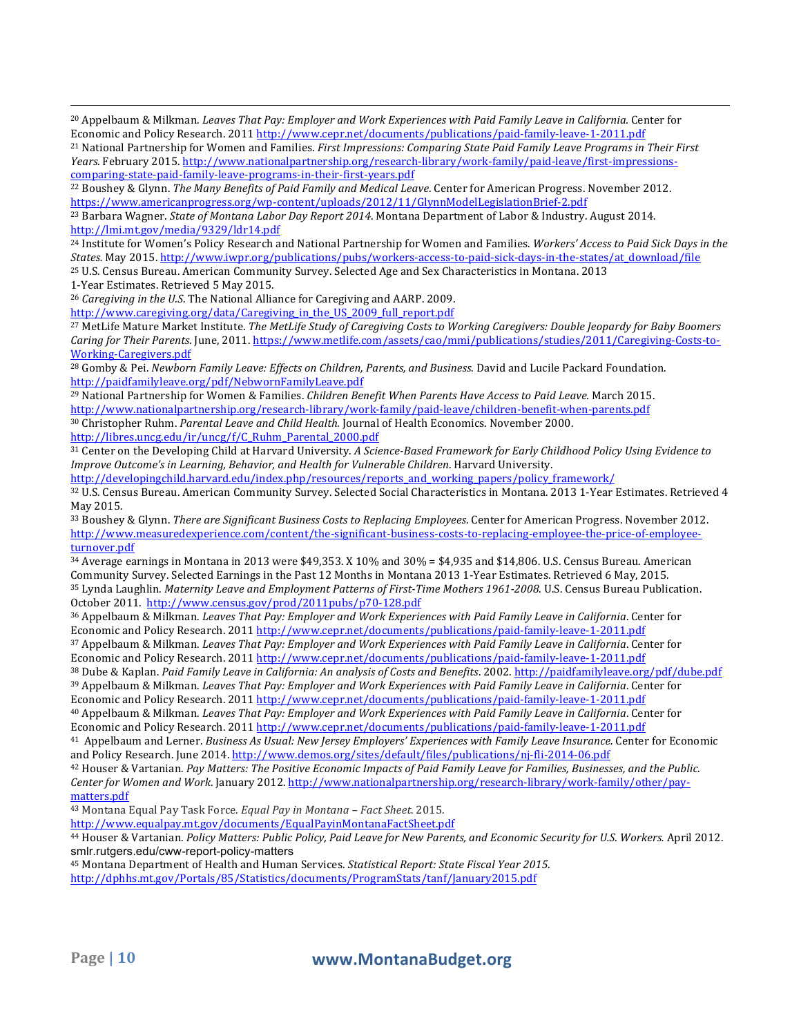[20] Appelbaum & Milkman. *Leaves That Pay: Employer and Work Experiences with Paid Family Leave in California.* Center for Economic and Policy Research. 2011 http://www.cepr.net/documents/publications/paid-family-leave-1-2011.pdf

[21] National Partnership for Women and Families. *First Impressions: Comparing State Paid Family Leave Programs in Their First Years.* February 2015. http://www.nationalpartnership.org/research-library/work-family/paid-leave/first-impressions-comparing-state-paid-family-leave-programs-in-their-first-years.pdf

[22] Boushey & Glynn. *The Many Benefits of Paid Family and Medical Leave.* Center for American Progress. November 2012. https://www.americanprogress.org/wp-content/uploads/2012/11/GlynnModelLegislationBrief-2.pdf

[23] Barbara Wagner. *State of Montana Labor Day Report 2014.* Montana Department of Labor & Industry. August 2014. http://lmi.mt.gov/media/9329/ldr14.pdf

[24] Institute for Women's Policy Research and National Partnership for Women and Families. *Workers' Access to Paid Sick Days in the States.* May 2015. http://www.iwpr.org/publications/pubs/workers-access-to-paid-sick-days-in-the-states/at_download/file

[25] U.S. Census Bureau. American Community Survey. Selected Age and Sex Characteristics in Montana. 2013 1-Year Estimates. Retrieved 5 May 2015.

[26] *Caregiving in the U.S.* The National Alliance for Caregiving and AARP. 2009. http://www.caregiving.org/data/Caregiving_in_the_US_2009_full_report.pdf

[27] MetLife Mature Market Institute. *The MetLife Study of Caregiving Costs to Working Caregivers: Double Jeopardy for Baby Boomers Caring for Their Parents.* June, 2011. https://www.metlife.com/assets/cao/mmi/publications/studies/2011/Caregiving-Costs-to-Working-Caregivers.pdf

[28] Gomby & Pei. *Newborn Family Leave: Effects on Children, Parents, and Business.* David and Lucile Packard Foundation. http://paidfamilyleave.org/pdf/NebwornFamilyLeave.pdf

[29] National Partnership for Women & Families. *Children Benefit When Parents Have Access to Paid Leave.* March 2015. http://www.nationalpartnership.org/research-library/work-family/paid-leave/children-benefit-when-parents.pdf

[30] Christopher Ruhm. *Parental Leave and Child Health.* Journal of Health Economics. November 2000. http://libres.uncg.edu/ir/uncg/f/C_Ruhm_Parental_2000.pdf

[31] Center on the Developing Child at Harvard University. *A Science-Based Framework for Early Childhood Policy Using Evidence to Improve Outcome's in Learning, Behavior, and Health for Vulnerable Children.* Harvard University. http://developingchild.harvard.edu/index.php/resources/reports_and_working_papers/policy_framework/

[32] U.S. Census Bureau. American Community Survey. Selected Social Characteristics in Montana. 2013 1-Year Estimates. Retrieved 4 May 2015.

[33] Boushey & Glynn. *There are Significant Business Costs to Replacing Employees.* Center for American Progress. November 2012. http://www.measuredexperience.com/content/the-significant-business-costs-to-replacing-employee-the-price-of-employee-turnover.pdf

[34] Average earnings in Montana in 2013 were $49,353. X 10% and 30% = $4,935 and $14,806. U.S. Census Bureau. American Community Survey. Selected Earnings in the Past 12 Months in Montana 2013 1-Year Estimates. Retrieved 6 May, 2015.

[35] Lynda Laughlin. *Maternity Leave and Employment Patterns of First-Time Mothers 1961-2008.* U.S. Census Bureau Publication. October 2011. http://www.census.gov/prod/2011pubs/p70-128.pdf

[36] Appelbaum & Milkman. *Leaves That Pay: Employer and Work Experiences with Paid Family Leave in California*. Center for Economic and Policy Research. 2011 http://www.cepr.net/documents/publications/paid-family-leave-1-2011.pdf

[37] Appelbaum & Milkman. *Leaves That Pay: Employer and Work Experiences with Paid Family Leave in California*. Center for Economic and Policy Research. 2011 http://www.cepr.net/documents/publications/paid-family-leave-1-2011.pdf

[38] Dube & Kaplan. *Paid Family Leave in California: An analysis of Costs and Benefits*. 2002. http://paidfamilyleave.org/pdf/dube.pdf

[39] Appelbaum & Milkman. *Leaves That Pay: Employer and Work Experiences with Paid Family Leave in California*. Center for Economic and Policy Research. 2011 http://www.cepr.net/documents/publications/paid-family-leave-1-2011.pdf

[40] Appelbaum & Milkman. *Leaves That Pay: Employer and Work Experiences with Paid Family Leave in California*. Center for Economic and Policy Research. 2011 http://www.cepr.net/documents/publications/paid-family-leave-1-2011.pdf

[41] Appelbaum and Lerner. *Business As Usual: New Jersey Employers' Experiences with Family Leave Insurance.* Center for Economic and Policy Research. June 2014. http://www.demos.org/sites/default/files/publications/nj-fli-2014-06.pdf

[42] Houser & Vartanian. *Pay Matters: The Positive Economic Impacts of Paid Family Leave for Families, Businesses, and the Public. Center for Women and Work*. January 2012. http://www.nationalpartnership.org/research-library/work-family/other/pay-matters.pdf

[43] Montana Equal Pay Task Force. *Equal Pay in Montana – Fact Sheet*. 2015. http://www.equalpay.mt.gov/documents/EqualPayinMontanaFactSheet.pdf

[44] Houser & Vartanian. *Policy Matters: Public Policy, Paid Leave for New Parents, and Economic Security for U.S. Workers.* April 2012. smlr.rutgers.edu/cww-report-policy-matters

[45] Montana Department of Health and Human Services. *Statistical Report: State Fiscal Year 2015*. http://dphhs.mt.gov/Portals/85/Statistics/documents/ProgramStats/tanf/January2015.pdf